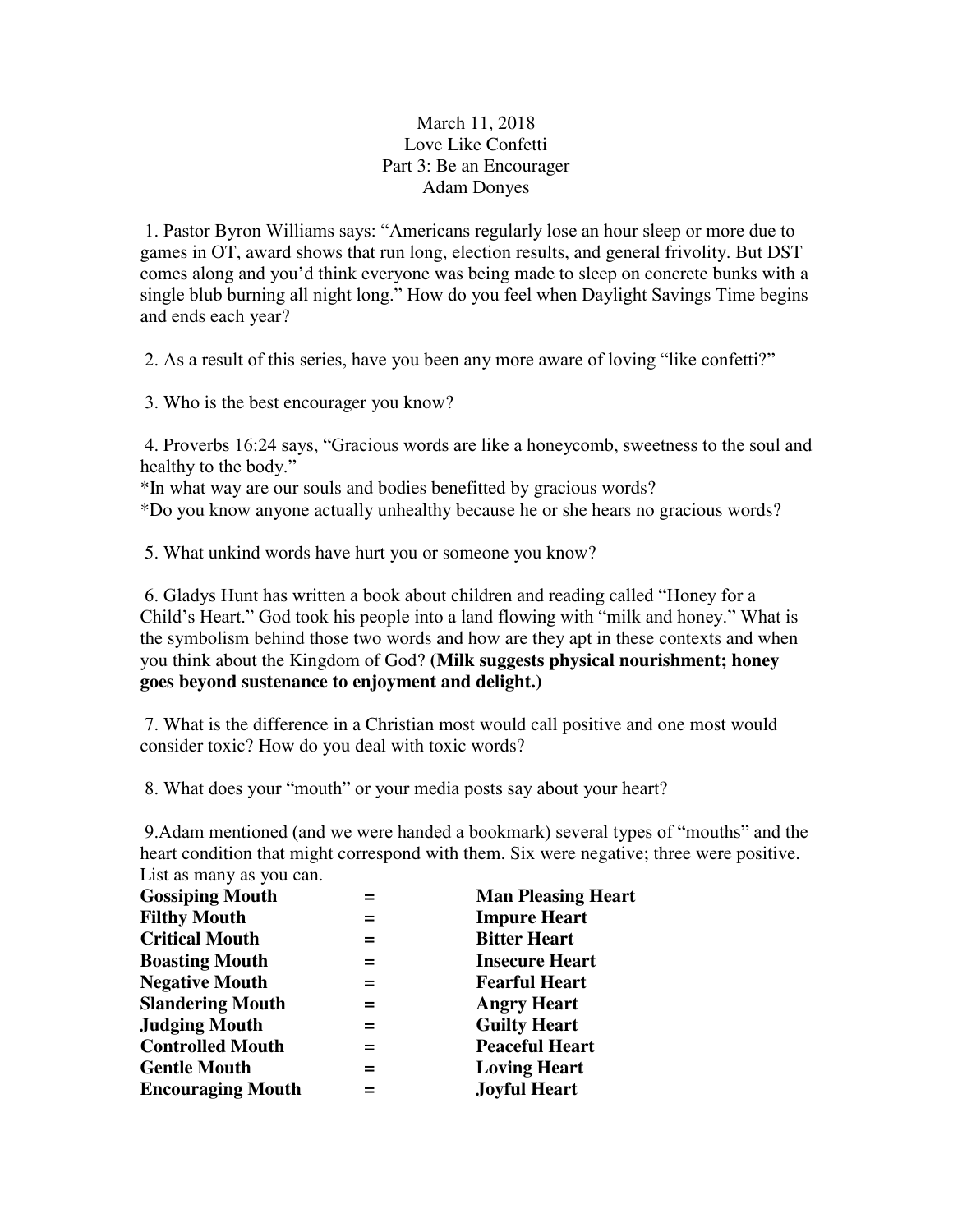March 11, 2018
Love Like Confetti
Part 3: Be an Encourager
Adam Donyes

1. Pastor Byron Williams says: "Americans regularly lose an hour sleep or more due to games in OT, award shows that run long, election results, and general frivolity. But DST comes along and you'd think everyone was being made to sleep on concrete bunks with a single blub burning all night long." How do you feel when Daylight Savings Time begins and ends each year?

2. As a result of this series, have you been any more aware of loving "like confetti?"

3. Who is the best encourager you know?

4. Proverbs 16:24 says, "Gracious words are like a honeycomb, sweetness to the soul and healthy to the body."
*In what way are our souls and bodies benefitted by gracious words?
*Do you know anyone actually unhealthy because he or she hears no gracious words?

5. What unkind words have hurt you or someone you know?

6. Gladys Hunt has written a book about children and reading called "Honey for a Child's Heart." God took his people into a land flowing with "milk and honey." What is the symbolism behind those two words and how are they apt in these contexts and when you think about the Kingdom of God? **(Milk suggests physical nourishment; honey goes beyond sustenance to enjoyment and delight.)**

7. What is the difference in a Christian most would call positive and one most would consider toxic? How do you deal with toxic words?

8. What does your "mouth" or your media posts say about your heart?

9.Adam mentioned (and we were handed a bookmark) several types of "mouths" and the heart condition that might correspond with them. Six were negative; three were positive. List as many as you can.

| | | |
|---|---|---|
| **Gossiping Mouth** | **=** | **Man Pleasing Heart** |
| **Filthy Mouth** | **=** | **Impure Heart** |
| **Critical Mouth** | **=** | **Bitter Heart** |
| **Boasting Mouth** | **=** | **Insecure Heart** |
| **Negative Mouth** | **=** | **Fearful Heart** |
| **Slandering Mouth** | **=** | **Angry Heart** |
| **Judging Mouth** | **=** | **Guilty Heart** |
| **Controlled Mouth** | **=** | **Peaceful Heart** |
| **Gentle Mouth** | **=** | **Loving Heart** |
| **Encouraging Mouth** | **=** | **Joyful Heart** |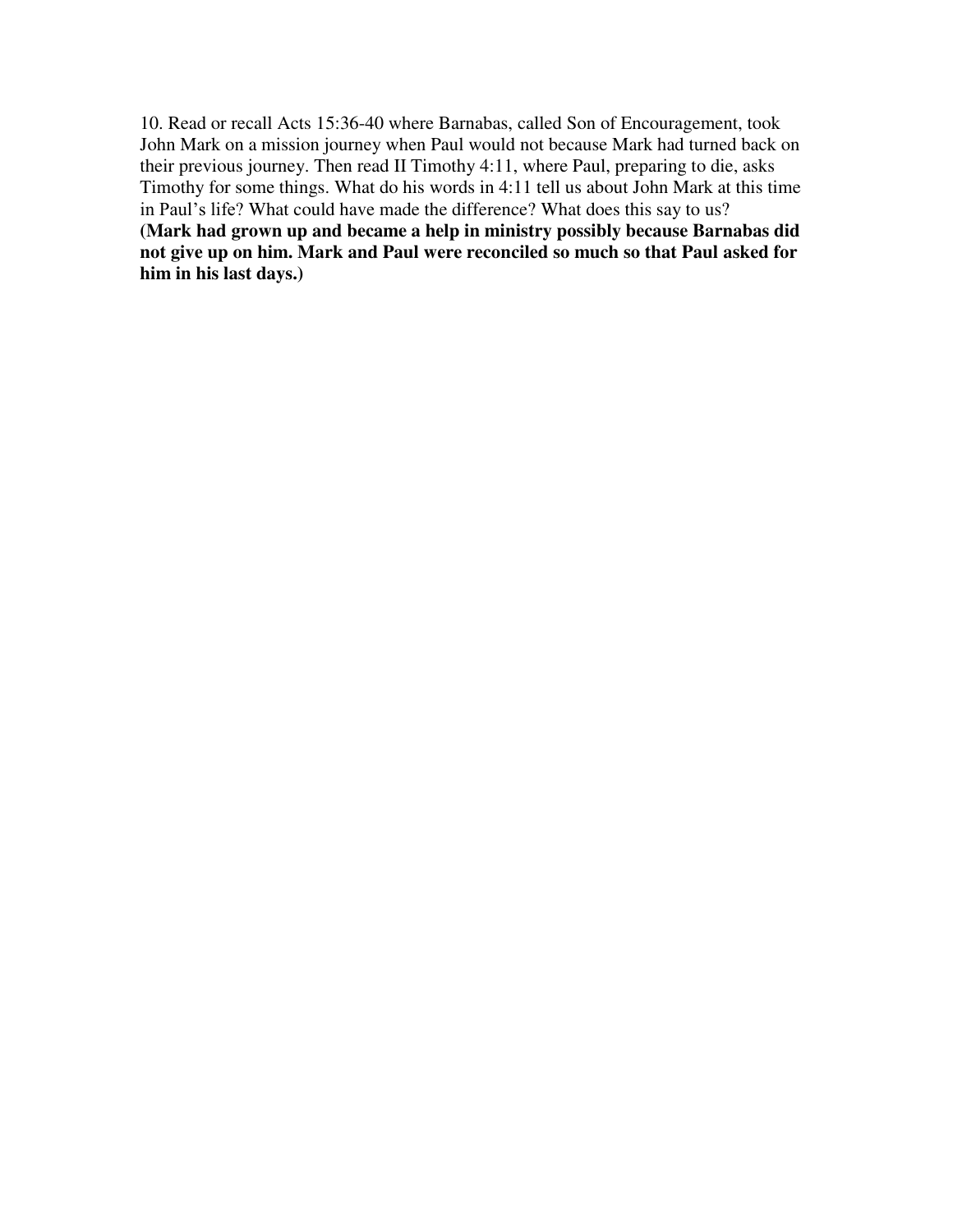10. Read or recall Acts 15:36-40 where Barnabas, called Son of Encouragement, took John Mark on a mission journey when Paul would not because Mark had turned back on their previous journey. Then read II Timothy 4:11, where Paul, preparing to die, asks Timothy for some things. What do his words in 4:11 tell us about John Mark at this time in Paul's life? What could have made the difference? What does this say to us?
**(Mark had grown up and became a help in ministry possibly because Barnabas did not give up on him. Mark and Paul were reconciled so much so that Paul asked for him in his last days.)**